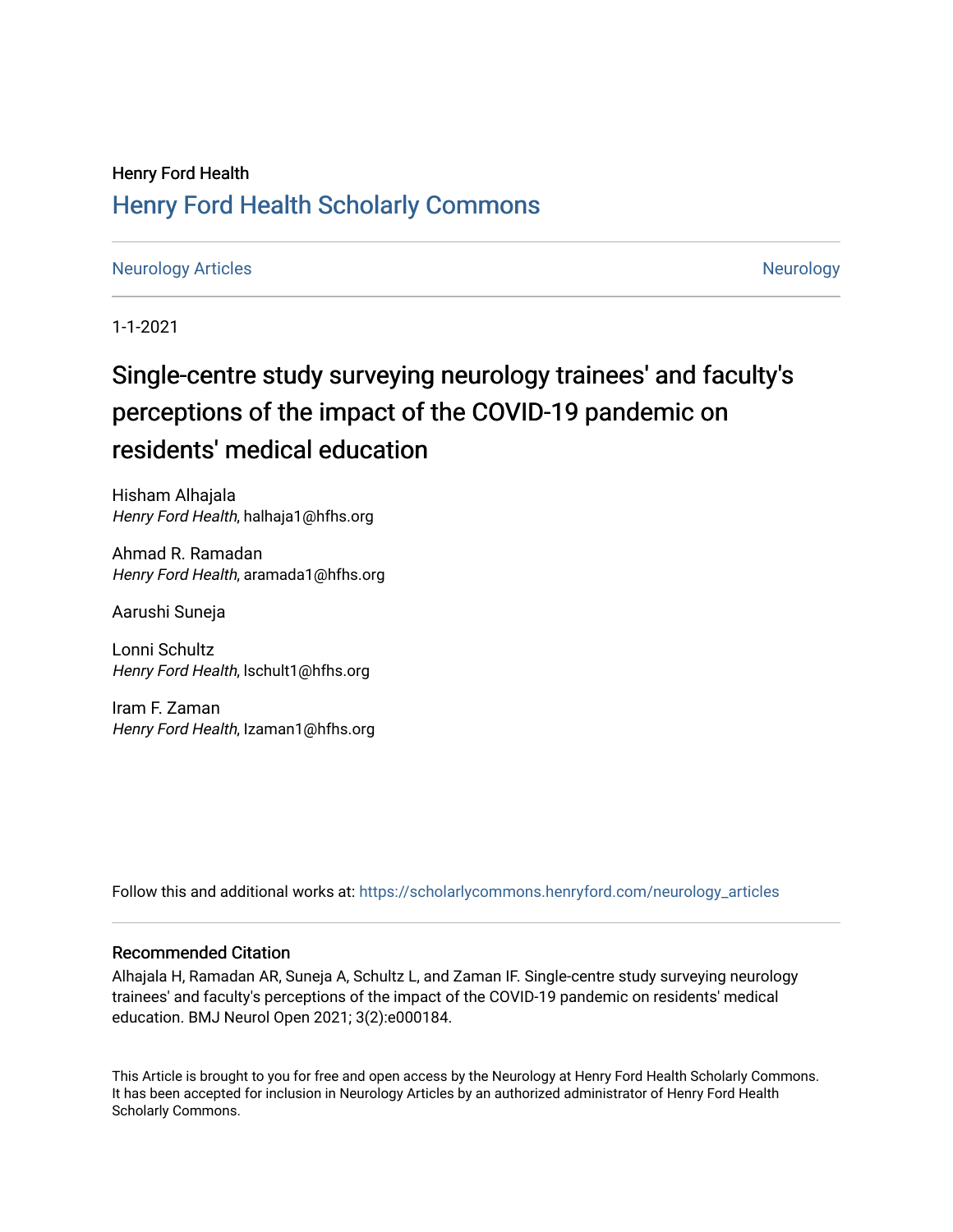Henry Ford Health

## Henry Ford Health Scholarly Commons

Neurology Articles | Neurology

1-1-2021

# Single-centre study surveying neurology trainees' and faculty's perceptions of the impact of the COVID-19 pandemic on residents' medical education

Hisham Alhajala
*Henry Ford Health*, halhaja1@hfhs.org

Ahmad R. Ramadan
*Henry Ford Health*, aramada1@hfhs.org

Aarushi Suneja

Lonni Schultz
*Henry Ford Health*, lschult1@hfhs.org

Iram F. Zaman
*Henry Ford Health*, Izaman1@hfhs.org

Follow this and additional works at: https://scholarlycommons.henryford.com/neurology_articles

### Recommended Citation

Alhajala H, Ramadan AR, Suneja A, Schultz L, and Zaman IF. Single-centre study surveying neurology trainees' and faculty's perceptions of the impact of the COVID-19 pandemic on residents' medical education. BMJ Neurol Open 2021; 3(2):e000184.

This Article is brought to you for free and open access by the Neurology at Henry Ford Health Scholarly Commons. It has been accepted for inclusion in Neurology Articles by an authorized administrator of Henry Ford Health Scholarly Commons.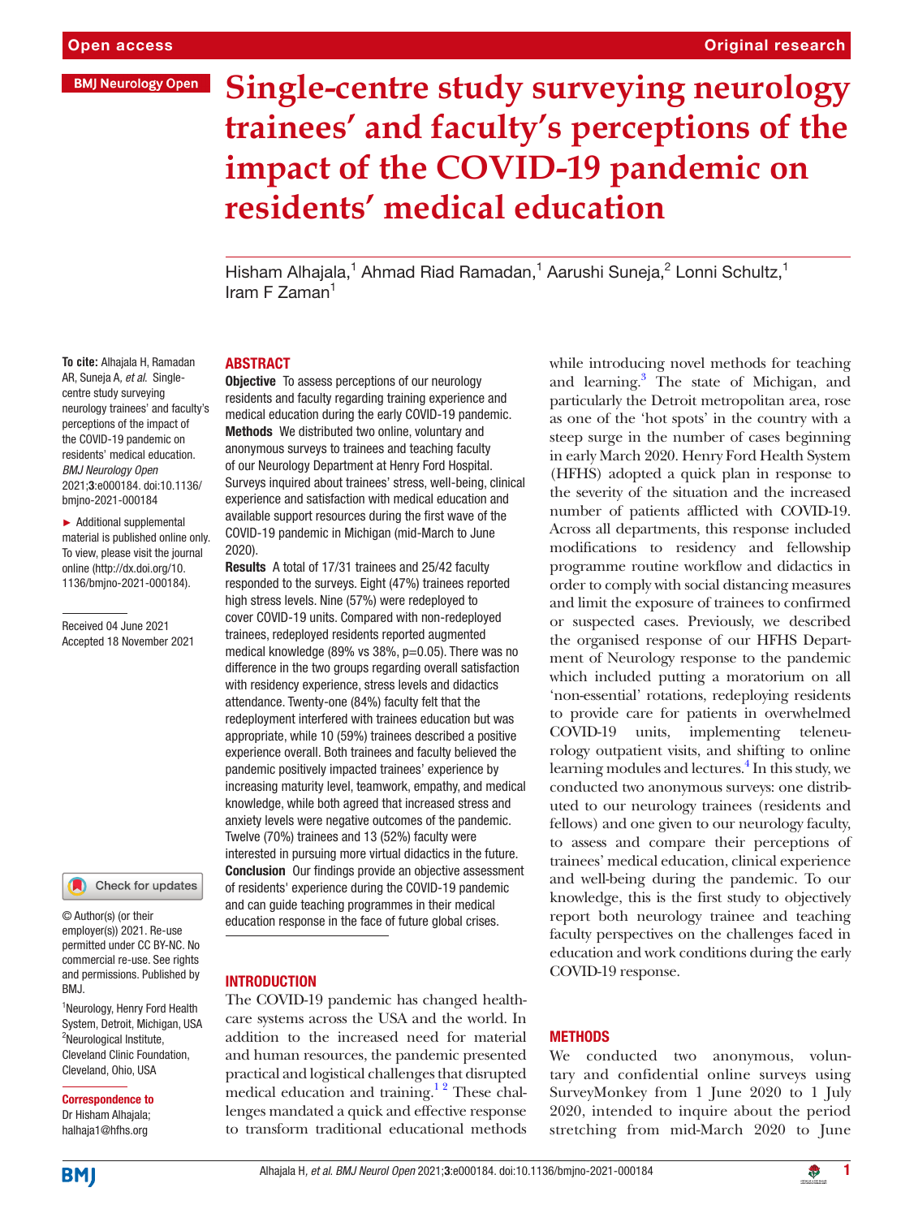# Single-centre study surveying neurology trainees' and faculty's perceptions of the impact of the COVID-19 pandemic on residents' medical education

Hisham Alhajala,[1] Ahmad Riad Ramadan,[1] Aarushi Suneja,[2] Lonni Schultz,[1] Iram F Zaman[1]

**To cite:** Alhajala H, Ramadan AR, Suneja A, *et al*. Single-centre study surveying neurology trainees' and faculty's perceptions of the impact of the COVID-19 pandemic on residents' medical education. *BMJ Neurology Open* 2021;**3**:e000184. doi:10.1136/bmjno-2021-000184

► Additional supplemental material is published online only. To view, please visit the journal online (http://dx.doi.org/10.1136/bmjno-2021-000184).

Received 04 June 2021
Accepted 18 November 2021

© Author(s) (or their employer(s)) 2021. Re-use permitted under CC BY-NC. No commercial re-use. See rights and permissions. Published by BMJ.

[1]Neurology, Henry Ford Health System, Detroit, Michigan, USA
[2]Neurological Institute, Cleveland Clinic Foundation, Cleveland, Ohio, USA

**Correspondence to**
Dr Hisham Alhajala; halhaja1@hfhs.org

## ABSTRACT

**Objective** To assess perceptions of our neurology residents and faculty regarding training experience and medical education during the early COVID-19 pandemic.

**Methods** We distributed two online, voluntary and anonymous surveys to trainees and teaching faculty of our Neurology Department at Henry Ford Hospital. Surveys inquired about trainees' stress, well-being, clinical experience and satisfaction with medical education and available support resources during the first wave of the COVID-19 pandemic in Michigan (mid-March to June 2020).

**Results** A total of 17/31 trainees and 25/42 faculty responded to the surveys. Eight (47%) trainees reported high stress levels. Nine (57%) were redeployed to cover COVID-19 units. Compared with non-redeployed trainees, redeployed residents reported augmented medical knowledge (89% vs 38%, p=0.05). There was no difference in the two groups regarding overall satisfaction with residency experience, stress levels and didactics attendance. Twenty-one (84%) faculty felt that the redeployment interfered with trainees education but was appropriate, while 10 (59%) trainees described a positive experience overall. Both trainees and faculty believed the pandemic positively impacted trainees' experience by increasing maturity level, teamwork, empathy, and medical knowledge, while both agreed that increased stress and anxiety levels were negative outcomes of the pandemic. Twelve (70%) trainees and 13 (52%) faculty were interested in pursuing more virtual didactics in the future.

**Conclusion** Our findings provide an objective assessment of residents' experience during the COVID-19 pandemic and can guide teaching programmes in their medical education response in the face of future global crises.

## INTRODUCTION

The COVID-19 pandemic has changed healthcare systems across the USA and the world. In addition to the increased need for material and human resources, the pandemic presented practical and logistical challenges that disrupted medical education and training.[1,2] These challenges mandated a quick and effective response to transform traditional educational methods while introducing novel methods for teaching and learning.[3] The state of Michigan, and particularly the Detroit metropolitan area, rose as one of the 'hot spots' in the country with a steep surge in the number of cases beginning in early March 2020. Henry Ford Health System (HFHS) adopted a quick plan in response to the severity of the situation and the increased number of patients afflicted with COVID-19. Across all departments, this response included modifications to residency and fellowship programme routine workflow and didactics in order to comply with social distancing measures and limit the exposure of trainees to confirmed or suspected cases. Previously, we described the organised response of our HFHS Department of Neurology response to the pandemic which included putting a moratorium on all 'non-essential' rotations, redeploying residents to provide care for patients in overwhelmed COVID-19 units, implementing teleneurology outpatient visits, and shifting to online learning modules and lectures.[4] In this study, we conducted two anonymous surveys: one distributed to our neurology trainees (residents and fellows) and one given to our neurology faculty, to assess and compare their perceptions of trainees' medical education, clinical experience and well-being during the pandemic. To our knowledge, this is the first study to objectively report both neurology trainee and teaching faculty perspectives on the challenges faced in education and work conditions during the early COVID-19 response.

## METHODS

We conducted two anonymous, voluntary and confidential online surveys using SurveyMonkey from 1 June 2020 to 1 July 2020, intended to inquire about the period stretching from mid-March 2020 to June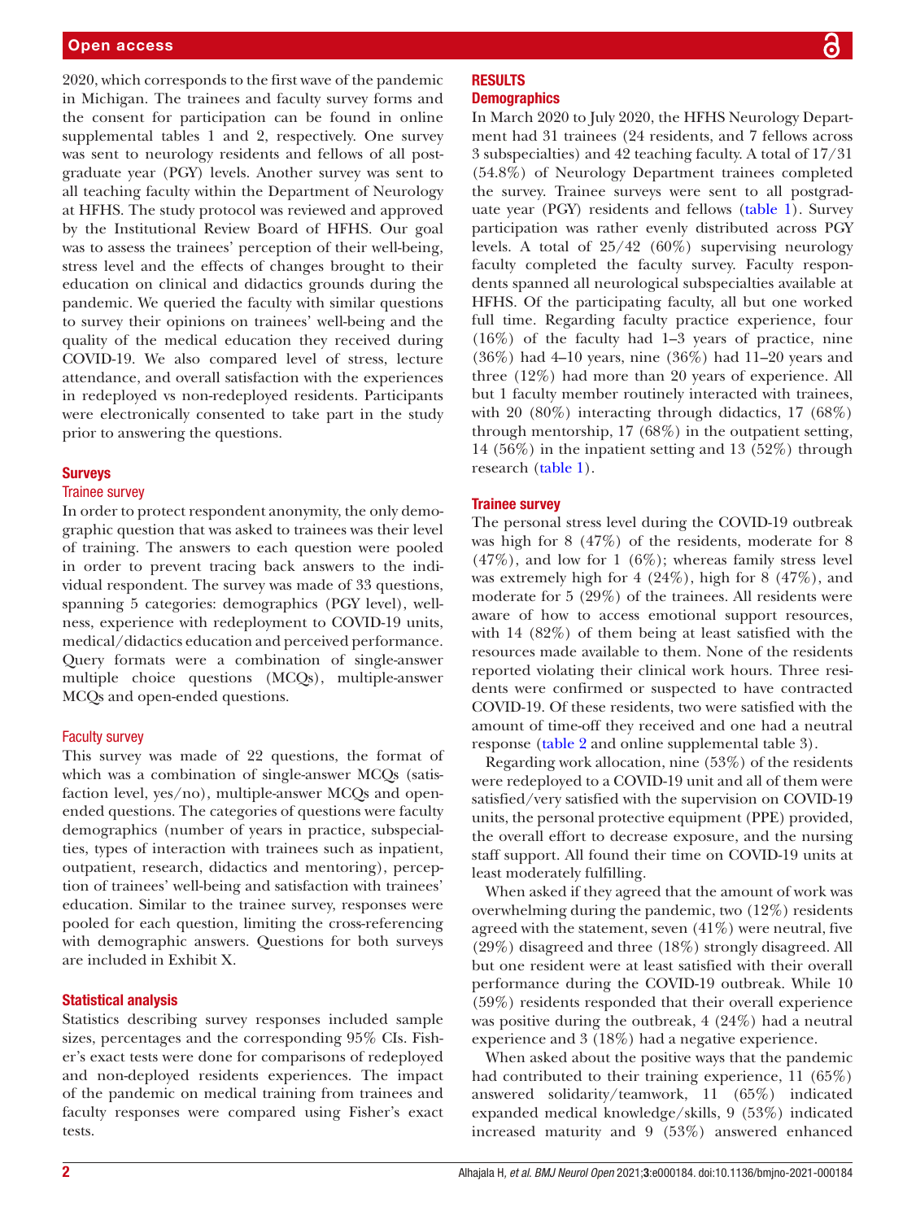2020, which corresponds to the first wave of the pandemic in Michigan. The trainees and faculty survey forms and the consent for participation can be found in online supplemental tables 1 and 2, respectively. One survey was sent to neurology residents and fellows of all postgraduate year (PGY) levels. Another survey was sent to all teaching faculty within the Department of Neurology at HFHS. The study protocol was reviewed and approved by the Institutional Review Board of HFHS. Our goal was to assess the trainees' perception of their well-being, stress level and the effects of changes brought to their education on clinical and didactics grounds during the pandemic. We queried the faculty with similar questions to survey their opinions on trainees' well-being and the quality of the medical education they received during COVID-19. We also compared level of stress, lecture attendance, and overall satisfaction with the experiences in redeployed vs non-redeployed residents. Participants were electronically consented to take part in the study prior to answering the questions.

## Surveys

### Trainee survey

In order to protect respondent anonymity, the only demographic question that was asked to trainees was their level of training. The answers to each question were pooled in order to prevent tracing back answers to the individual respondent. The survey was made of 33 questions, spanning 5 categories: demographics (PGY level), wellness, experience with redeployment to COVID-19 units, medical/didactics education and perceived performance. Query formats were a combination of single-answer multiple choice questions (MCQs), multiple-answer MCQs and open-ended questions.

### Faculty survey

This survey was made of 22 questions, the format of which was a combination of single-answer MCQs (satisfaction level, yes/no), multiple-answer MCQs and open-ended questions. The categories of questions were faculty demographics (number of years in practice, subspecialties, types of interaction with trainees such as inpatient, outpatient, research, didactics and mentoring), perception of trainees' well-being and satisfaction with trainees' education. Similar to the trainee survey, responses were pooled for each question, limiting the cross-referencing with demographic answers. Questions for both surveys are included in Exhibit X.

## Statistical analysis

Statistics describing survey responses included sample sizes, percentages and the corresponding 95% CIs. Fisher's exact tests were done for comparisons of redeployed and non-deployed residents experiences. The impact of the pandemic on medical training from trainees and faculty responses were compared using Fisher's exact tests.

# RESULTS

## Demographics

In March 2020 to July 2020, the HFHS Neurology Department had 31 trainees (24 residents, and 7 fellows across 3 subspecialties) and 42 teaching faculty. A total of 17/31 (54.8%) of Neurology Department trainees completed the survey. Trainee surveys were sent to all postgraduate year (PGY) residents and fellows (table 1). Survey participation was rather evenly distributed across PGY levels. A total of 25/42 (60%) supervising neurology faculty completed the faculty survey. Faculty respondents spanned all neurological subspecialties available at HFHS. Of the participating faculty, all but one worked full time. Regarding faculty practice experience, four (16%) of the faculty had 1–3 years of practice, nine (36%) had 4–10 years, nine (36%) had 11–20 years and three (12%) had more than 20 years of experience. All but 1 faculty member routinely interacted with trainees, with 20 (80%) interacting through didactics, 17 (68%) through mentorship, 17 (68%) in the outpatient setting, 14 (56%) in the inpatient setting and 13 (52%) through research (table 1).

## Trainee survey

The personal stress level during the COVID-19 outbreak was high for 8 (47%) of the residents, moderate for 8 (47%), and low for 1 (6%); whereas family stress level was extremely high for 4 (24%), high for 8 (47%), and moderate for 5 (29%) of the trainees. All residents were aware of how to access emotional support resources, with 14 (82%) of them being at least satisfied with the resources made available to them. None of the residents reported violating their clinical work hours. Three residents were confirmed or suspected to have contracted COVID-19. Of these residents, two were satisfied with the amount of time-off they received and one had a neutral response (table 2 and online supplemental table 3).

Regarding work allocation, nine (53%) of the residents were redeployed to a COVID-19 unit and all of them were satisfied/very satisfied with the supervision on COVID-19 units, the personal protective equipment (PPE) provided, the overall effort to decrease exposure, and the nursing staff support. All found their time on COVID-19 units at least moderately fulfilling.

When asked if they agreed that the amount of work was overwhelming during the pandemic, two (12%) residents agreed with the statement, seven (41%) were neutral, five (29%) disagreed and three (18%) strongly disagreed. All but one resident were at least satisfied with their overall performance during the COVID-19 outbreak. While 10 (59%) residents responded that their overall experience was positive during the outbreak, 4 (24%) had a neutral experience and 3 (18%) had a negative experience.

When asked about the positive ways that the pandemic had contributed to their training experience, 11 (65%) answered solidarity/teamwork, 11 (65%) indicated expanded medical knowledge/skills, 9 (53%) indicated increased maturity and 9 (53%) answered enhanced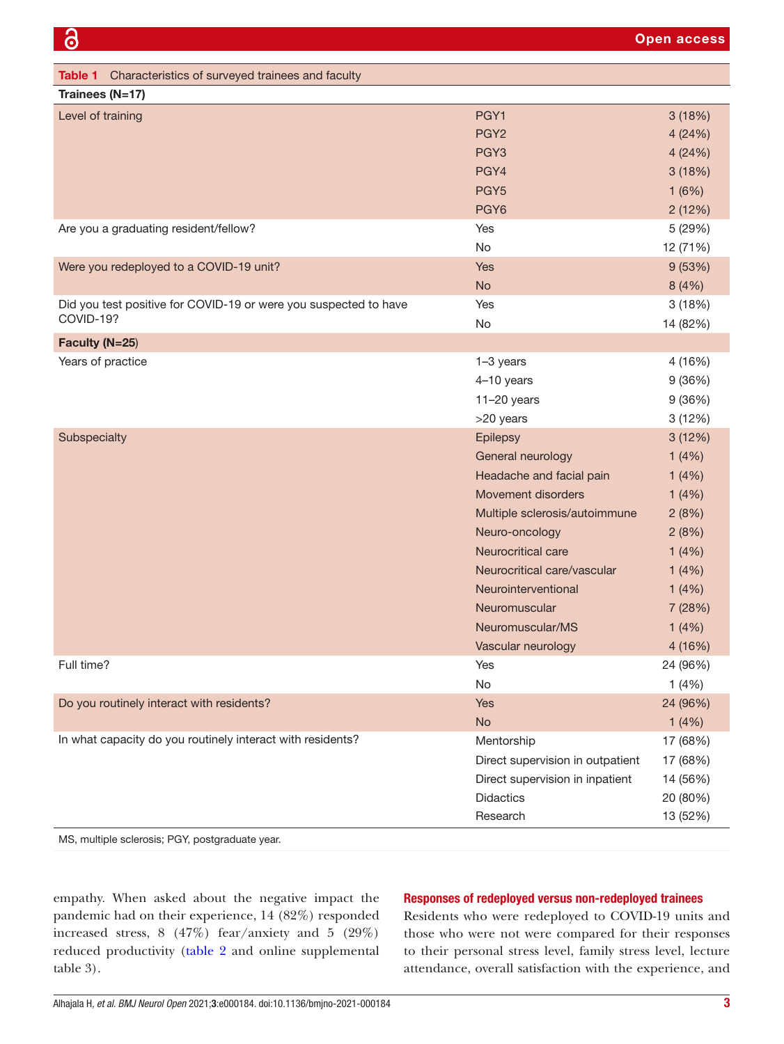**Table 1** Characteristics of surveyed trainees and faculty

| | | |
|---|---|---|
| **Trainees (N=17)** | | |
| Level of training | PGY1 | 3 (18%) |
| | PGY2 | 4 (24%) |
| | PGY3 | 4 (24%) |
| | PGY4 | 3 (18%) |
| | PGY5 | 1 (6%) |
| | PGY6 | 2 (12%) |
| Are you a graduating resident/fellow? | Yes | 5 (29%) |
| | No | 12 (71%) |
| Were you redeployed to a COVID-19 unit? | Yes | 9 (53%) |
| | No | 8 (4%) |
| Did you test positive for COVID-19 or were you suspected to have COVID-19? | Yes | 3 (18%) |
| | No | 14 (82%) |
| **Faculty (N=25)** | | |
| Years of practice | 1–3 years | 4 (16%) |
| | 4–10 years | 9 (36%) |
| | 11–20 years | 9 (36%) |
| | >20 years | 3 (12%) |
| Subspecialty | Epilepsy | 3 (12%) |
| | General neurology | 1 (4%) |
| | Headache and facial pain | 1 (4%) |
| | Movement disorders | 1 (4%) |
| | Multiple sclerosis/autoimmune | 2 (8%) |
| | Neuro-oncology | 2 (8%) |
| | Neurocritical care | 1 (4%) |
| | Neurocritical care/vascular | 1 (4%) |
| | Neurointerventional | 1 (4%) |
| | Neuromuscular | 7 (28%) |
| | Neuromuscular/MS | 1 (4%) |
| | Vascular neurology | 4 (16%) |
| Full time? | Yes | 24 (96%) |
| | No | 1 (4%) |
| Do you routinely interact with residents? | Yes | 24 (96%) |
| | No | 1 (4%) |
| In what capacity do you routinely interact with residents? | Mentorship | 17 (68%) |
| | Direct supervision in outpatient | 17 (68%) |
| | Direct supervision in inpatient | 14 (56%) |
| | Didactics | 20 (80%) |
| | Research | 13 (52%) |

MS, multiple sclerosis; PGY, postgraduate year.

empathy. When asked about the negative impact the pandemic had on their experience, 14 (82%) responded increased stress, 8 (47%) fear/anxiety and 5 (29%) reduced productivity (table 2 and online supplemental table 3).

## Responses of redeployed versus non-redeployed trainees

Residents who were redeployed to COVID-19 units and those who were not were compared for their responses to their personal stress level, family stress level, lecture attendance, overall satisfaction with the experience, and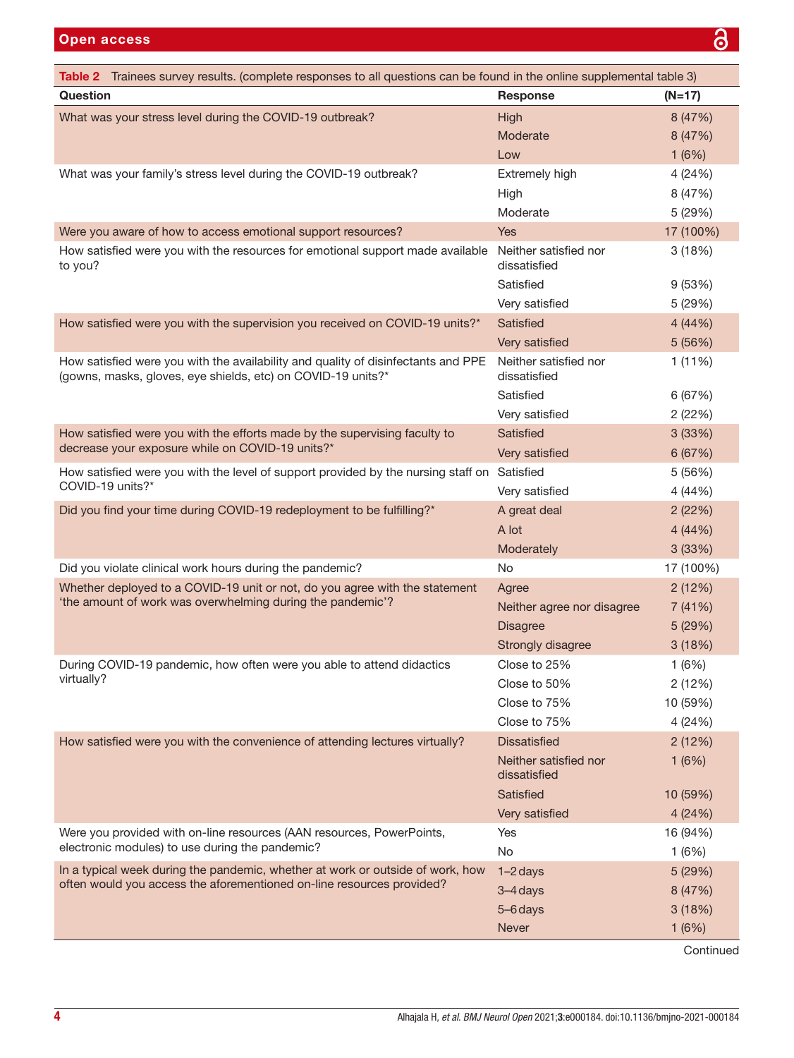**Table 2** Trainees survey results. (complete responses to all questions can be found in the online supplemental table 3)

| Question | Response | (N=17) |
|---|---|---|
| What was your stress level during the COVID-19 outbreak? | High | 8 (47%) |
| | Moderate | 8 (47%) |
| | Low | 1 (6%) |
| What was your family's stress level during the COVID-19 outbreak? | Extremely high | 4 (24%) |
| | High | 8 (47%) |
| | Moderate | 5 (29%) |
| Were you aware of how to access emotional support resources? | Yes | 17 (100%) |
| How satisfied were you with the resources for emotional support made available to you? | Neither satisfied nor dissatisfied | 3 (18%) |
| | Satisfied | 9 (53%) |
| | Very satisfied | 5 (29%) |
| How satisfied were you with the supervision you received on COVID-19 units?* | Satisfied | 4 (44%) |
| | Very satisfied | 5 (56%) |
| How satisfied were you with the availability and quality of disinfectants and PPE (gowns, masks, gloves, eye shields, etc) on COVID-19 units?* | Neither satisfied nor dissatisfied | 1 (11%) |
| | Satisfied | 6 (67%) |
| | Very satisfied | 2 (22%) |
| How satisfied were you with the efforts made by the supervising faculty to decrease your exposure while on COVID-19 units?* | Satisfied | 3 (33%) |
| | Very satisfied | 6 (67%) |
| How satisfied were you with the level of support provided by the nursing staff on COVID-19 units?* | Satisfied | 5 (56%) |
| | Very satisfied | 4 (44%) |
| Did you find your time during COVID-19 redeployment to be fulfilling?* | A great deal | 2 (22%) |
| | A lot | 4 (44%) |
| | Moderately | 3 (33%) |
| Did you violate clinical work hours during the pandemic? | No | 17 (100%) |
| Whether deployed to a COVID-19 unit or not, do you agree with the statement 'the amount of work was overwhelming during the pandemic'? | Agree | 2 (12%) |
| | Neither agree nor disagree | 7 (41%) |
| | Disagree | 5 (29%) |
| | Strongly disagree | 3 (18%) |
| During COVID-19 pandemic, how often were you able to attend didactics virtually? | Close to 25% | 1 (6%) |
| | Close to 50% | 2 (12%) |
| | Close to 75% | 10 (59%) |
| | Close to 75% | 4 (24%) |
| How satisfied were you with the convenience of attending lectures virtually? | Dissatisfied | 2 (12%) |
| | Neither satisfied nor dissatisfied | 1 (6%) |
| | Satisfied | 10 (59%) |
| | Very satisfied | 4 (24%) |
| Were you provided with on-line resources (AAN resources, PowerPoints, electronic modules) to use during the pandemic? | Yes | 16 (94%) |
| | No | 1 (6%) |
| In a typical week during the pandemic, whether at work or outside of work, how often would you access the aforementioned on-line resources provided? | 1–2 days | 5 (29%) |
| | 3–4 days | 8 (47%) |
| | 5–6 days | 3 (18%) |
| | Never | 1 (6%) |

Continued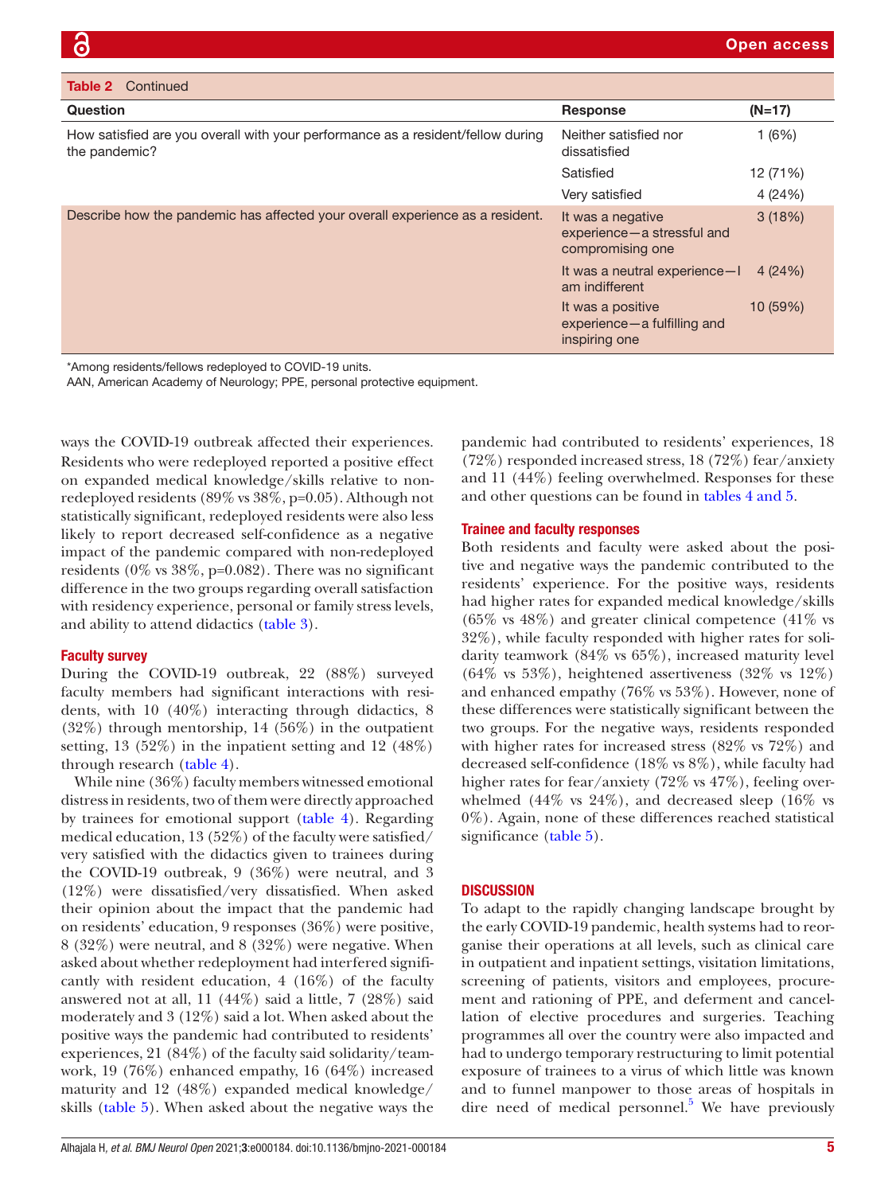Table 2 Continued

| Question | Response | (N=17) |
|---|---|---|
| How satisfied are you overall with your performance as a resident/fellow during the pandemic? | Neither satisfied nor dissatisfied | 1 (6%) |
| | Satisfied | 12 (71%) |
| | Very satisfied | 4 (24%) |
| Describe how the pandemic has affected your overall experience as a resident. | It was a negative experience—a stressful and compromising one | 3 (18%) |
| | It was a neutral experience—I am indifferent | 4 (24%) |
| | It was a positive experience—a fulfilling and inspiring one | 10 (59%) |

*Among residents/fellows redeployed to COVID-19 units.
AAN, American Academy of Neurology; PPE, personal protective equipment.

ways the COVID-19 outbreak affected their experiences. Residents who were redeployed reported a positive effect on expanded medical knowledge/skills relative to non-redeployed residents (89% vs 38%, p=0.05). Although not statistically significant, redeployed residents were also less likely to report decreased self-confidence as a negative impact of the pandemic compared with non-redeployed residents (0% vs 38%, p=0.082). There was no significant difference in the two groups regarding overall satisfaction with residency experience, personal or family stress levels, and ability to attend didactics (table 3).

### Faculty survey

During the COVID-19 outbreak, 22 (88%) surveyed faculty members had significant interactions with residents, with 10 (40%) interacting through didactics, 8 (32%) through mentorship, 14 (56%) in the outpatient setting, 13 (52%) in the inpatient setting and 12 (48%) through research (table 4).

While nine (36%) faculty members witnessed emotional distress in residents, two of them were directly approached by trainees for emotional support (table 4). Regarding medical education, 13 (52%) of the faculty were satisfied/very satisfied with the didactics given to trainees during the COVID-19 outbreak, 9 (36%) were neutral, and 3 (12%) were dissatisfied/very dissatisfied. When asked their opinion about the impact that the pandemic had on residents' education, 9 responses (36%) were positive, 8 (32%) were neutral, and 8 (32%) were negative. When asked about whether redeployment had interfered significantly with resident education, 4 (16%) of the faculty answered not at all, 11 (44%) said a little, 7 (28%) said moderately and 3 (12%) said a lot. When asked about the positive ways the pandemic had contributed to residents' experiences, 21 (84%) of the faculty said solidarity/teamwork, 19 (76%) enhanced empathy, 16 (64%) increased maturity and 12 (48%) expanded medical knowledge/skills (table 5). When asked about the negative ways the pandemic had contributed to residents' experiences, 18 (72%) responded increased stress, 18 (72%) fear/anxiety and 11 (44%) feeling overwhelmed. Responses for these and other questions can be found in tables 4 and 5.

### Trainee and faculty responses

Both residents and faculty were asked about the positive and negative ways the pandemic contributed to the residents' experience. For the positive ways, residents had higher rates for expanded medical knowledge/skills (65% vs 48%) and greater clinical competence (41% vs 32%), while faculty responded with higher rates for solidarity teamwork (84% vs 65%), increased maturity level (64% vs 53%), heightened assertiveness (32% vs 12%) and enhanced empathy (76% vs 53%). However, none of these differences were statistically significant between the two groups. For the negative ways, residents responded with higher rates for increased stress (82% vs 72%) and decreased self-confidence (18% vs 8%), while faculty had higher rates for fear/anxiety (72% vs 47%), feeling overwhelmed (44% vs 24%), and decreased sleep (16% vs 0%). Again, none of these differences reached statistical significance (table 5).

## DISCUSSION

To adapt to the rapidly changing landscape brought by the early COVID-19 pandemic, health systems had to reorganise their operations at all levels, such as clinical care in outpatient and inpatient settings, visitation limitations, screening of patients, visitors and employees, procurement and rationing of PPE, and deferment and cancellation of elective procedures and surgeries. Teaching programmes all over the country were also impacted and had to undergo temporary restructuring to limit potential exposure of trainees to a virus of which little was known and to funnel manpower to those areas of hospitals in dire need of medical personnel.[5] We have previously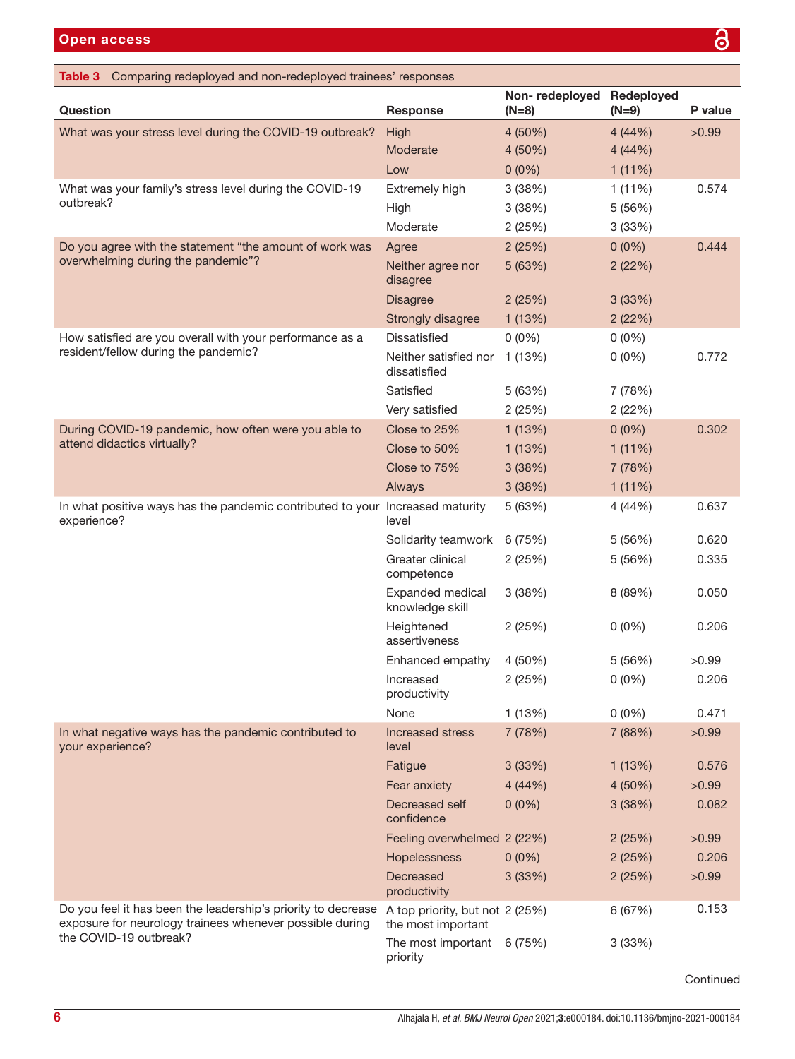**Table 3** Comparing redeployed and non-redeployed trainees' responses

| Question | Response | Non- redeployed (N=8) | Redeployed (N=9) | P value |
|---|---|---|---|---|
| What was your stress level during the COVID-19 outbreak? | High | 4 (50%) | 4 (44%) | >0.99 |
| | Moderate | 4 (50%) | 4 (44%) | |
| | Low | 0 (0%) | 1 (11%) | |
| What was your family's stress level during the COVID-19 outbreak? | Extremely high | 3 (38%) | 1 (11%) | 0.574 |
| | High | 3 (38%) | 5 (56%) | |
| | Moderate | 2 (25%) | 3 (33%) | |
| Do you agree with the statement "the amount of work was overwhelming during the pandemic"? | Agree | 2 (25%) | 0 (0%) | 0.444 |
| | Neither agree nor disagree | 5 (63%) | 2 (22%) | |
| | Disagree | 2 (25%) | 3 (33%) | |
| | Strongly disagree | 1 (13%) | 2 (22%) | |
| How satisfied are you overall with your performance as a resident/fellow during the pandemic? | Dissatisfied | 0 (0%) | 0 (0%) | |
| | Neither satisfied nor dissatisfied | 1 (13%) | 0 (0%) | 0.772 |
| | Satisfied | 5 (63%) | 7 (78%) | |
| | Very satisfied | 2 (25%) | 2 (22%) | |
| During COVID-19 pandemic, how often were you able to attend didactics virtually? | Close to 25% | 1 (13%) | 0 (0%) | 0.302 |
| | Close to 50% | 1 (13%) | 1 (11%) | |
| | Close to 75% | 3 (38%) | 7 (78%) | |
| | Always | 3 (38%) | 1 (11%) | |
| In what positive ways has the pandemic contributed to your experience? | Increased maturity level | 5 (63%) | 4 (44%) | 0.637 |
| | Solidarity teamwork | 6 (75%) | 5 (56%) | 0.620 |
| | Greater clinical competence | 2 (25%) | 5 (56%) | 0.335 |
| | Expanded medical knowledge skill | 3 (38%) | 8 (89%) | 0.050 |
| | Heightened assertiveness | 2 (25%) | 0 (0%) | 0.206 |
| | Enhanced empathy | 4 (50%) | 5 (56%) | >0.99 |
| | Increased productivity | 2 (25%) | 0 (0%) | 0.206 |
| | None | 1 (13%) | 0 (0%) | 0.471 |
| In what negative ways has the pandemic contributed to your experience? | Increased stress level | 7 (78%) | 7 (88%) | >0.99 |
| | Fatigue | 3 (33%) | 1 (13%) | 0.576 |
| | Fear anxiety | 4 (44%) | 4 (50%) | >0.99 |
| | Decreased self confidence | 0 (0%) | 3 (38%) | 0.082 |
| | Feeling overwhelmed | 2 (22%) | 2 (25%) | >0.99 |
| | Hopelessness | 0 (0%) | 2 (25%) | 0.206 |
| | Decreased productivity | 3 (33%) | 2 (25%) | >0.99 |
| Do you feel it has been the leadership's priority to decrease exposure for neurology trainees whenever possible during the COVID-19 outbreak? | A top priority, but not the most important | 2 (25%) | 6 (67%) | 0.153 |
| | The most important priority | 6 (75%) | 3 (33%) | |

Continued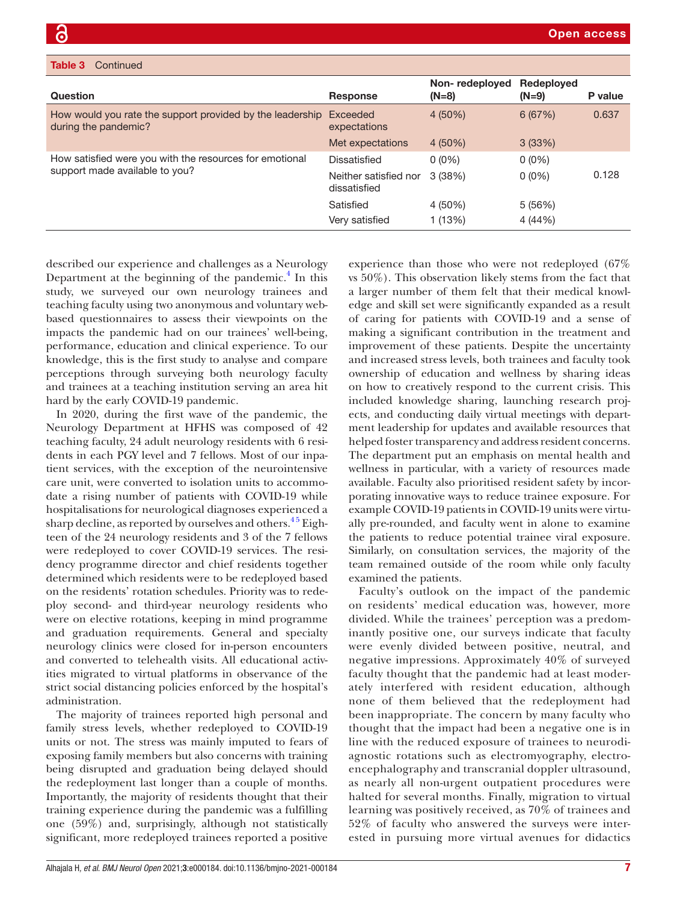**Table 3** Continued

| Question | Response | Non- redeployed (N=8) | Redeployed (N=9) | P value |
|---|---|---|---|---|
| How would you rate the support provided by the leadership during the pandemic? | Exceeded expectations | 4 (50%) | 6 (67%) | 0.637 |
| | Met expectations | 4 (50%) | 3 (33%) | |
| How satisfied were you with the resources for emotional support made available to you? | Dissatisfied | 0 (0%) | 0 (0%) | 0.128 |
| | Neither satisfied nor dissatisfied | 3 (38%) | 0 (0%) | |
| | Satisfied | 4 (50%) | 5 (56%) | |
| | Very satisfied | 1 (13%) | 4 (44%) | |

described our experience and challenges as a Neurology Department at the beginning of the pandemic.[4] In this study, we surveyed our own neurology trainees and teaching faculty using two anonymous and voluntary web-based questionnaires to assess their viewpoints on the impacts the pandemic had on our trainees' well-being, performance, education and clinical experience. To our knowledge, this is the first study to analyse and compare perceptions through surveying both neurology faculty and trainees at a teaching institution serving an area hit hard by the early COVID-19 pandemic.

In 2020, during the first wave of the pandemic, the Neurology Department at HFHS was composed of 42 teaching faculty, 24 adult neurology residents with 6 residents in each PGY level and 7 fellows. Most of our inpatient services, with the exception of the neurointensive care unit, were converted to isolation units to accommodate a rising number of patients with COVID-19 while hospitalisations for neurological diagnoses experienced a sharp decline, as reported by ourselves and others.[4,5] Eighteen of the 24 neurology residents and 3 of the 7 fellows were redeployed to cover COVID-19 services. The residency programme director and chief residents together determined which residents were to be redeployed based on the residents' rotation schedules. Priority was to redeploy second- and third-year neurology residents who were on elective rotations, keeping in mind programme and graduation requirements. General and specialty neurology clinics were closed for in-person encounters and converted to telehealth visits. All educational activities migrated to virtual platforms in observance of the strict social distancing policies enforced by the hospital's administration.

The majority of trainees reported high personal and family stress levels, whether redeployed to COVID-19 units or not. The stress was mainly imputed to fears of exposing family members but also concerns with training being disrupted and graduation being delayed should the redeployment last longer than a couple of months. Importantly, the majority of residents thought that their training experience during the pandemic was a fulfilling one (59%) and, surprisingly, although not statistically significant, more redeployed trainees reported a positive experience than those who were not redeployed (67% vs 50%). This observation likely stems from the fact that a larger number of them felt that their medical knowledge and skill set were significantly expanded as a result of caring for patients with COVID-19 and a sense of making a significant contribution in the treatment and improvement of these patients. Despite the uncertainty and increased stress levels, both trainees and faculty took ownership of education and wellness by sharing ideas on how to creatively respond to the current crisis. This included knowledge sharing, launching research projects, and conducting daily virtual meetings with department leadership for updates and available resources that helped foster transparency and address resident concerns. The department put an emphasis on mental health and wellness in particular, with a variety of resources made available. Faculty also prioritised resident safety by incorporating innovative ways to reduce trainee exposure. For example COVID-19 patients in COVID-19 units were virtually pre-rounded, and faculty went in alone to examine the patients to reduce potential trainee viral exposure. Similarly, on consultation services, the majority of the team remained outside of the room while only faculty examined the patients.

Faculty's outlook on the impact of the pandemic on residents' medical education was, however, more divided. While the trainees' perception was a predominantly positive one, our surveys indicate that faculty were evenly divided between positive, neutral, and negative impressions. Approximately 40% of surveyed faculty thought that the pandemic had at least moderately interfered with resident education, although none of them believed that the redeployment had been inappropriate. The concern by many faculty who thought that the impact had been a negative one is in line with the reduced exposure of trainees to neurodiagnostic rotations such as electromyography, electroencephalography and transcranial doppler ultrasound, as nearly all non-urgent outpatient procedures were halted for several months. Finally, migration to virtual learning was positively received, as 70% of trainees and 52% of faculty who answered the surveys were interested in pursuing more virtual avenues for didactics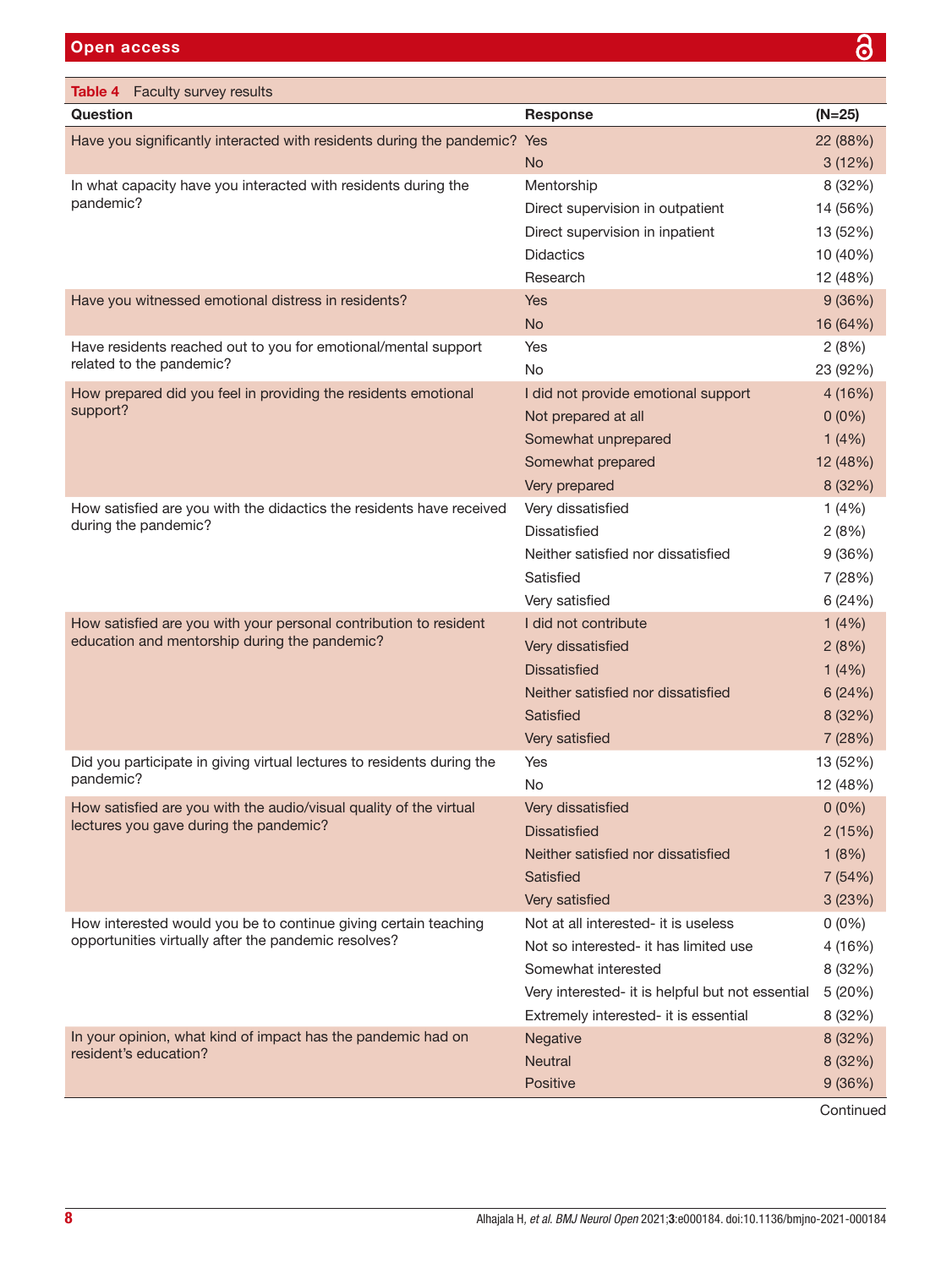**Table 4** Faculty survey results

| Question | Response | (N=25) |
|---|---|---|
| Have you significantly interacted with residents during the pandemic? | Yes | 22 (88%) |
| | No | 3 (12%) |
| In what capacity have you interacted with residents during the pandemic? | Mentorship | 8 (32%) |
| | Direct supervision in outpatient | 14 (56%) |
| | Direct supervision in inpatient | 13 (52%) |
| | Didactics | 10 (40%) |
| | Research | 12 (48%) |
| Have you witnessed emotional distress in residents? | Yes | 9 (36%) |
| | No | 16 (64%) |
| Have residents reached out to you for emotional/mental support related to the pandemic? | Yes | 2 (8%) |
| | No | 23 (92%) |
| How prepared did you feel in providing the residents emotional support? | I did not provide emotional support | 4 (16%) |
| | Not prepared at all | 0 (0%) |
| | Somewhat unprepared | 1 (4%) |
| | Somewhat prepared | 12 (48%) |
| | Very prepared | 8 (32%) |
| How satisfied are you with the didactics the residents have received during the pandemic? | Very dissatisfied | 1 (4%) |
| | Dissatisfied | 2 (8%) |
| | Neither satisfied nor dissatisfied | 9 (36%) |
| | Satisfied | 7 (28%) |
| | Very satisfied | 6 (24%) |
| How satisfied are you with your personal contribution to resident education and mentorship during the pandemic? | I did not contribute | 1 (4%) |
| | Very dissatisfied | 2 (8%) |
| | Dissatisfied | 1 (4%) |
| | Neither satisfied nor dissatisfied | 6 (24%) |
| | Satisfied | 8 (32%) |
| | Very satisfied | 7 (28%) |
| Did you participate in giving virtual lectures to residents during the pandemic? | Yes | 13 (52%) |
| | No | 12 (48%) |
| How satisfied are you with the audio/visual quality of the virtual lectures you gave during the pandemic? | Very dissatisfied | 0 (0%) |
| | Dissatisfied | 2 (15%) |
| | Neither satisfied nor dissatisfied | 1 (8%) |
| | Satisfied | 7 (54%) |
| | Very satisfied | 3 (23%) |
| How interested would you be to continue giving certain teaching opportunities virtually after the pandemic resolves? | Not at all interested- it is useless | 0 (0%) |
| | Not so interested- it has limited use | 4 (16%) |
| | Somewhat interested | 8 (32%) |
| | Very interested- it is helpful but not essential | 5 (20%) |
| | Extremely interested- it is essential | 8 (32%) |
| In your opinion, what kind of impact has the pandemic had on resident's education? | Negative | 8 (32%) |
| | Neutral | 8 (32%) |
| | Positive | 9 (36%) |

Continued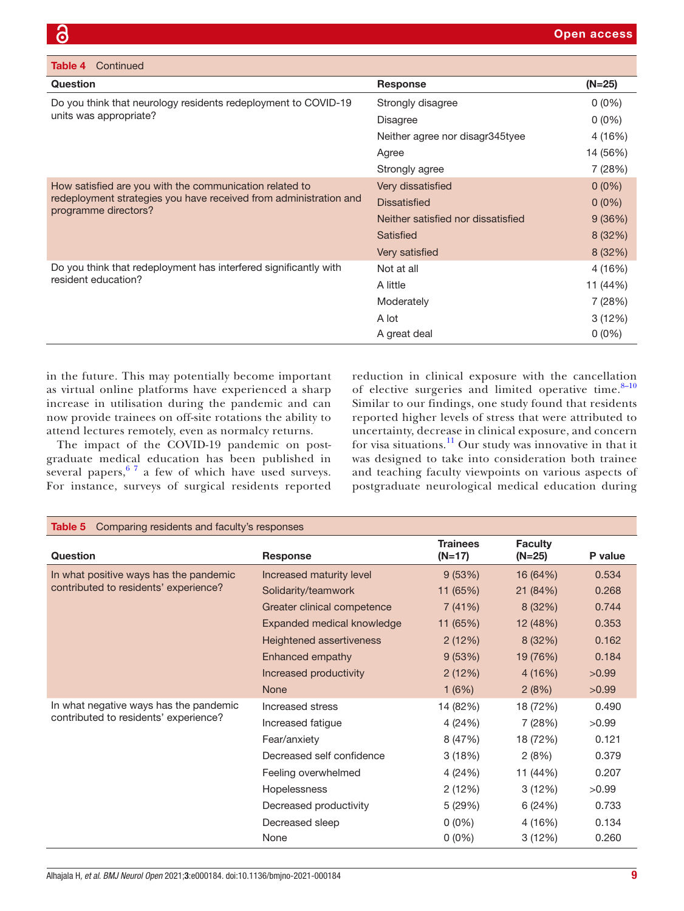**Table 4** Continued

| Question | Response | (N=25) |
|---|---|---|
| Do you think that neurology residents redeployment to COVID-19 units was appropriate? | Strongly disagree | 0 (0%) |
| | Disagree | 0 (0%) |
| | Neither agree nor disagr345tyee | 4 (16%) |
| | Agree | 14 (56%) |
| | Strongly agree | 7 (28%) |
| How satisfied are you with the communication related to redeployment strategies you have received from administration and programme directors? | Very dissatisfied | 0 (0%) |
| | Dissatisfied | 0 (0%) |
| | Neither satisfied nor dissatisfied | 9 (36%) |
| | Satisfied | 8 (32%) |
| | Very satisfied | 8 (32%) |
| Do you think that redeployment has interfered significantly with resident education? | Not at all | 4 (16%) |
| | A little | 11 (44%) |
| | Moderately | 7 (28%) |
| | A lot | 3 (12%) |
| | A great deal | 0 (0%) |

in the future. This may potentially become important as virtual online platforms have experienced a sharp increase in utilisation during the pandemic and can now provide trainees on off-site rotations the ability to attend lectures remotely, even as normalcy returns.

The impact of the COVID-19 pandemic on postgraduate medical education has been published in several papers,[6 7] a few of which have used surveys. For instance, surveys of surgical residents reported reduction in clinical exposure with the cancellation of elective surgeries and limited operative time.[8–10] Similar to our findings, one study found that residents reported higher levels of stress that were attributed to uncertainty, decrease in clinical exposure, and concern for visa situations.[11] Our study was innovative in that it was designed to take into consideration both trainee and teaching faculty viewpoints on various aspects of postgraduate neurological medical education during

**Table 5** Comparing residents and faculty's responses

| Question | Response | Trainees (N=17) | Faculty (N=25) | P value |
|---|---|---|---|---|
| In what positive ways has the pandemic contributed to residents' experience? | Increased maturity level | 9 (53%) | 16 (64%) | 0.534 |
| | Solidarity/teamwork | 11 (65%) | 21 (84%) | 0.268 |
| | Greater clinical competence | 7 (41%) | 8 (32%) | 0.744 |
| | Expanded medical knowledge | 11 (65%) | 12 (48%) | 0.353 |
| | Heightened assertiveness | 2 (12%) | 8 (32%) | 0.162 |
| | Enhanced empathy | 9 (53%) | 19 (76%) | 0.184 |
| | Increased productivity | 2 (12%) | 4 (16%) | >0.99 |
| | None | 1 (6%) | 2 (8%) | >0.99 |
| In what negative ways has the pandemic contributed to residents' experience? | Increased stress | 14 (82%) | 18 (72%) | 0.490 |
| | Increased fatigue | 4 (24%) | 7 (28%) | >0.99 |
| | Fear/anxiety | 8 (47%) | 18 (72%) | 0.121 |
| | Decreased self confidence | 3 (18%) | 2 (8%) | 0.379 |
| | Feeling overwhelmed | 4 (24%) | 11 (44%) | 0.207 |
| | Hopelessness | 2 (12%) | 3 (12%) | >0.99 |
| | Decreased productivity | 5 (29%) | 6 (24%) | 0.733 |
| | Decreased sleep | 0 (0%) | 4 (16%) | 0.134 |
| | None | 0 (0%) | 3 (12%) | 0.260 |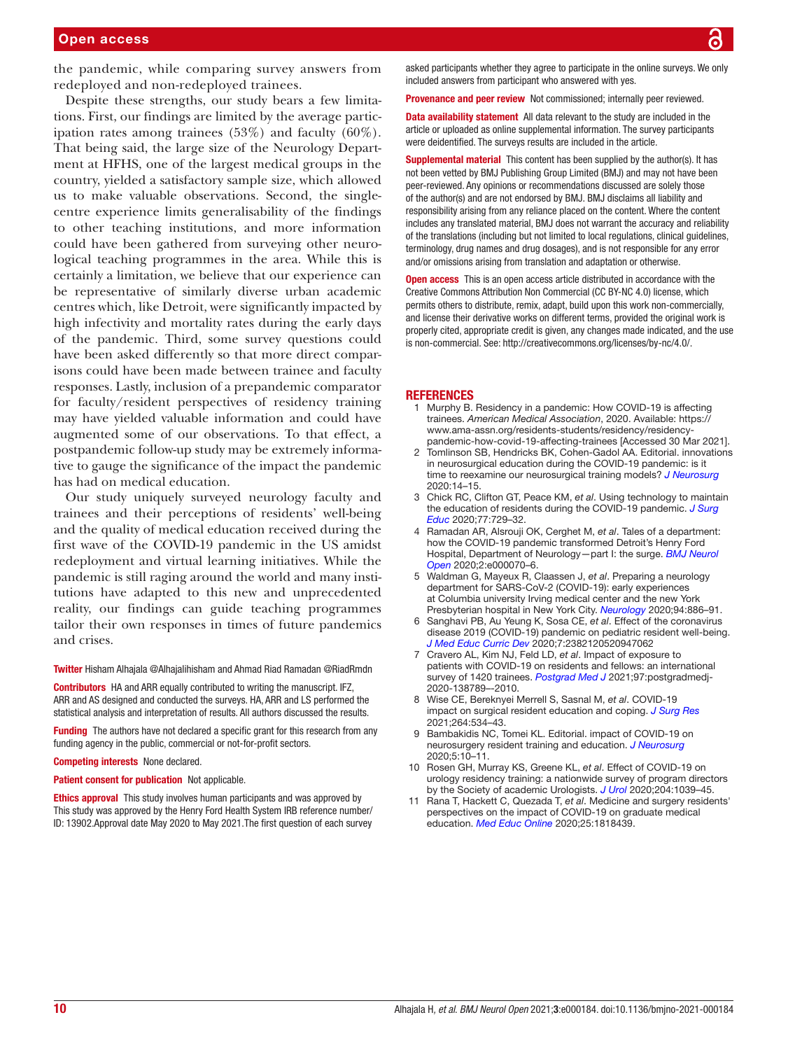the pandemic, while comparing survey answers from redeployed and non-redeployed trainees.

Despite these strengths, our study bears a few limitations. First, our findings are limited by the average participation rates among trainees (53%) and faculty (60%). That being said, the large size of the Neurology Department at HFHS, one of the largest medical groups in the country, yielded a satisfactory sample size, which allowed us to make valuable observations. Second, the single-centre experience limits generalisability of the findings to other teaching institutions, and more information could have been gathered from surveying other neurological teaching programmes in the area. While this is certainly a limitation, we believe that our experience can be representative of similarly diverse urban academic centres which, like Detroit, were significantly impacted by high infectivity and mortality rates during the early days of the pandemic. Third, some survey questions could have been asked differently so that more direct comparisons could have been made between trainee and faculty responses. Lastly, inclusion of a prepandemic comparator for faculty/resident perspectives of residency training may have yielded valuable information and could have augmented some of our observations. To that effect, a postpandemic follow-up study may be extremely informative to gauge the significance of the impact the pandemic has had on medical education.

Our study uniquely surveyed neurology faculty and trainees and their perceptions of residents' well-being and the quality of medical education received during the first wave of the COVID-19 pandemic in the US amidst redeployment and virtual learning initiatives. While the pandemic is still raging around the world and many institutions have adapted to this new and unprecedented reality, our findings can guide teaching programmes tailor their own responses in times of future pandemics and crises.

**Twitter** Hisham Alhajala @Alhajalihisham and Ahmad Riad Ramadan @RiadRmdn

**Contributors** HA and ARR equally contributed to writing the manuscript. IFZ, ARR and AS designed and conducted the surveys. HA, ARR and LS performed the statistical analysis and interpretation of results. All authors discussed the results.

**Funding** The authors have not declared a specific grant for this research from any funding agency in the public, commercial or not-for-profit sectors.

**Competing interests** None declared.

**Patient consent for publication** Not applicable.

**Ethics approval** This study involves human participants and was approved by This study was approved by the Henry Ford Health System IRB reference number/ID: 13902.Approval date May 2020 to May 2021.The first question of each survey asked participants whether they agree to participate in the online surveys. We only included answers from participant who answered with yes.

**Provenance and peer review** Not commissioned; internally peer reviewed.

**Data availability statement** All data relevant to the study are included in the article or uploaded as online supplemental information. The survey participants were deidentified. The surveys results are included in the article.

**Supplemental material** This content has been supplied by the author(s). It has not been vetted by BMJ Publishing Group Limited (BMJ) and may not have been peer-reviewed. Any opinions or recommendations discussed are solely those of the author(s) and are not endorsed by BMJ. BMJ disclaims all liability and responsibility arising from any reliance placed on the content. Where the content includes any translated material, BMJ does not warrant the accuracy and reliability of the translations (including but not limited to local regulations, clinical guidelines, terminology, drug names and drug dosages), and is not responsible for any error and/or omissions arising from translation and adaptation or otherwise.

**Open access** This is an open access article distributed in accordance with the Creative Commons Attribution Non Commercial (CC BY-NC 4.0) license, which permits others to distribute, remix, adapt, build upon this work non-commercially, and license their derivative works on different terms, provided the original work is properly cited, appropriate credit is given, any changes made indicated, and the use is non-commercial. See: http://creativecommons.org/licenses/by-nc/4.0/.

## REFERENCES

1. Murphy B. Residency in a pandemic: How COVID-19 is affecting trainees. *American Medical Association*, 2020. Available: https://www.ama-assn.org/residents-students/residency/residency-pandemic-how-covid-19-affecting-trainees [Accessed 30 Mar 2021].
2. Tomlinson SB, Hendricks BK, Cohen-Gadol AA. Editorial. innovations in neurosurgical education during the COVID-19 pandemic: is it time to reexamine our neurosurgical training models? *J Neurosurg* 2020:14–15.
3. Chick RC, Clifton GT, Peace KM, *et al*. Using technology to maintain the education of residents during the COVID-19 pandemic. *J Surg Educ* 2020;77:729–32.
4. Ramadan AR, Alsrouji OK, Cerghet M, *et al*. Tales of a department: how the COVID-19 pandemic transformed Detroit's Henry Ford Hospital, Department of Neurology—part I: the surge. *BMJ Neurol Open* 2020;2:e000070–6.
5. Waldman G, Mayeux R, Claassen J, *et al*. Preparing a neurology department for SARS-CoV-2 (COVID-19): early experiences at Columbia university Irving medical center and the new York Presbyterian hospital in New York City. *Neurology* 2020;94:886–91.
6. Sanghavi PB, Au Yeung K, Sosa CE, *et al*. Effect of the coronavirus disease 2019 (COVID-19) pandemic on pediatric resident well-being. *J Med Educ Curric Dev* 2020;7:2382120520947062
7. Cravero AL, Kim NJ, Feld LD, *et al*. Impact of exposure to patients with COVID-19 on residents and fellows: an international survey of 1420 trainees. *Postgrad Med J* 2021;97:postgradmedj-2020-138789–-2010.
8. Wise CE, Bereknyei Merrell S, Sasnal M, *et al*. COVID-19 impact on surgical resident education and coping. *J Surg Res* 2021;264:534–43.
9. Bambakidis NC, Tomei KL. Editorial. impact of COVID-19 on neurosurgery resident training and education. *J Neurosurg* 2020;5:10–11.
10. Rosen GH, Murray KS, Greene KL, *et al*. Effect of COVID-19 on urology residency training: a nationwide survey of program directors by the Society of academic Urologists. *J Urol* 2020;204:1039–45.
11. Rana T, Hackett C, Quezada T, *et al*. Medicine and surgery residents' perspectives on the impact of COVID-19 on graduate medical education. *Med Educ Online* 2020;25:1818439.